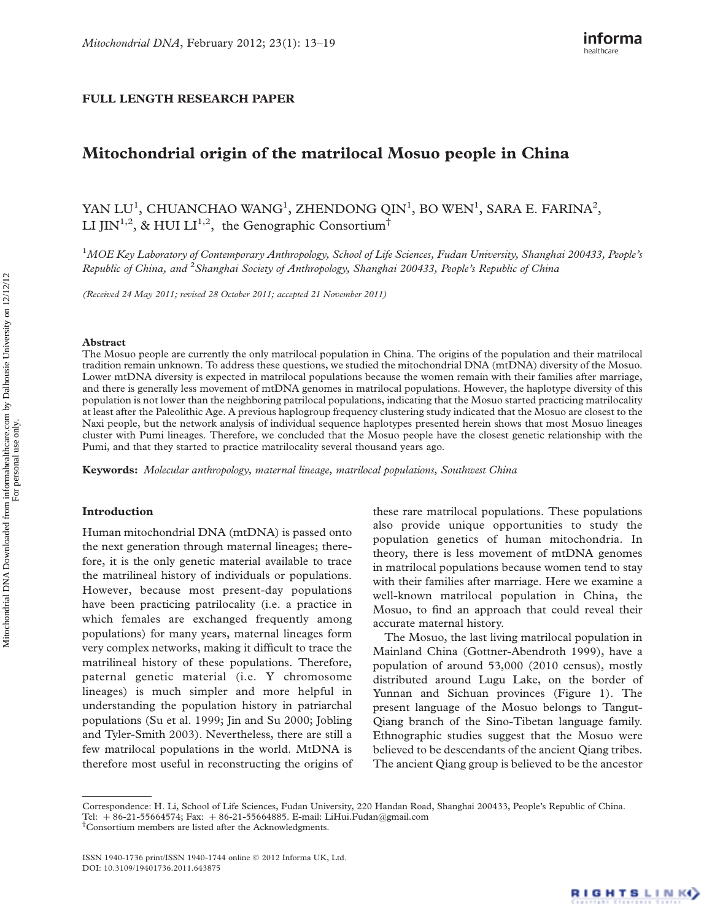FULL LENGTH RESEARCH PAPER

# Mitochondrial origin of the matrilocal Mosuo people in China

YAN LU[1], CHUANCHAO WANG[1], ZHENDONG QIN[1], BO WEN[1], SARA E. FARINA[2], LI JIN[1,2], & HUI LI[1,2], the Genographic Consortium[†]

[1]*MOE Key Laboratory of Contemporary Anthropology, School of Life Sciences, Fudan University, Shanghai 200433, People's Republic of China, and* [2]*Shanghai Society of Anthropology, Shanghai 200433, People's Republic of China*

*(Received 24 May 2011; revised 28 October 2011; accepted 21 November 2011)*

## Abstract

The Mosuo people are currently the only matrilocal population in China. The origins of the population and their matrilocal tradition remain unknown. To address these questions, we studied the mitochondrial DNA (mtDNA) diversity of the Mosuo. Lower mtDNA diversity is expected in matrilocal populations because the women remain with their families after marriage, and there is generally less movement of mtDNA genomes in matrilocal populations. However, the haplotype diversity of this population is not lower than the neighboring patrilocal populations, indicating that the Mosuo started practicing matrilocality at least after the Paleolithic Age. A previous haplogroup frequency clustering study indicated that the Mosuo are closest to the Naxi people, but the network analysis of individual sequence haplotypes presented herein shows that most Mosuo lineages cluster with Pumi lineages. Therefore, we concluded that the Mosuo people have the closest genetic relationship with the Pumi, and that they started to practice matrilocality several thousand years ago.

**Keywords:** *Molecular anthropology, maternal lineage, matrilocal populations, Southwest China*

## Introduction

Human mitochondrial DNA (mtDNA) is passed onto the next generation through maternal lineages; therefore, it is the only genetic material available to trace the matrilineal history of individuals or populations. However, because most present-day populations have been practicing patrilocality (i.e. a practice in which females are exchanged frequently among populations) for many years, maternal lineages form very complex networks, making it difficult to trace the matrilineal history of these populations. Therefore, paternal genetic material (i.e. Y chromosome lineages) is much simpler and more helpful in understanding the population history in patriarchal populations (Su et al. 1999; Jin and Su 2000; Jobling and Tyler-Smith 2003). Nevertheless, there are still a few matrilocal populations in the world. MtDNA is therefore most useful in reconstructing the origins of these rare matrilocal populations. These populations also provide unique opportunities to study the population genetics of human mitochondria. In theory, there is less movement of mtDNA genomes in matrilocal populations because women tend to stay with their families after marriage. Here we examine a well-known matrilocal population in China, the Mosuo, to find an approach that could reveal their accurate maternal history.

The Mosuo, the last living matrilocal population in Mainland China (Gottner-Abendroth 1999), have a population of around 53,000 (2010 census), mostly distributed around Lugu Lake, on the border of Yunnan and Sichuan provinces (Figure 1). The present language of the Mosuo belongs to Tangut-Qiang branch of the Sino-Tibetan language family. Ethnographic studies suggest that the Mosuo were believed to be descendants of the ancient Qiang tribes. The ancient Qiang group is believed to be the ancestor

Correspondence: H. Li, School of Life Sciences, Fudan University, 220 Handan Road, Shanghai 200433, People's Republic of China. Tel: + 86-21-55664574; Fax: + 86-21-55664885. E-mail: LiHui.Fudan@gmail.com

[†]Consortium members are listed after the Acknowledgments.

ISSN 1940-1736 print/ISSN 1940-1744 online © 2012 Informa UK, Ltd.
DOI: 10.3109/19401736.2011.643875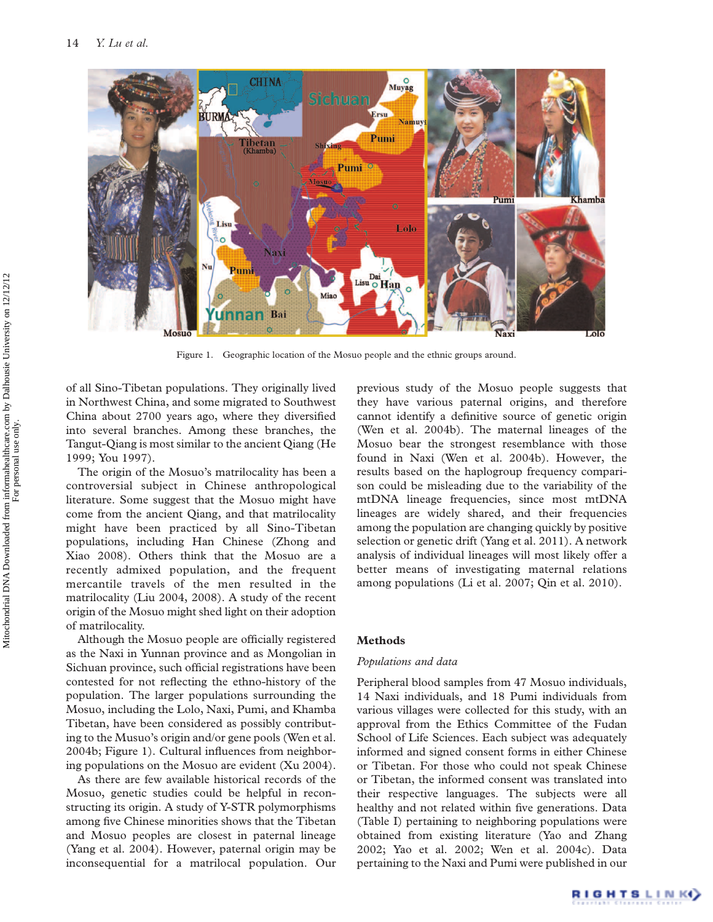Figure 1. Geographic location of the Mosuo people and the ethnic groups around.

of all Sino-Tibetan populations. They originally lived in Northwest China, and some migrated to Southwest China about 2700 years ago, where they diversified into several branches. Among these branches, the Tangut-Qiang is most similar to the ancient Qiang (He 1999; You 1997).

The origin of the Mosuo's matrilocality has been a controversial subject in Chinese anthropological literature. Some suggest that the Mosuo might have come from the ancient Qiang, and that matrilocality might have been practiced by all Sino-Tibetan populations, including Han Chinese (Zhong and Xiao 2008). Others think that the Mosuo are a recently admixed population, and the frequent mercantile travels of the men resulted in the matrilocality (Liu 2004, 2008). A study of the recent origin of the Mosuo might shed light on their adoption of matrilocality.

Although the Mosuo people are officially registered as the Naxi in Yunnan province and as Mongolian in Sichuan province, such official registrations have been contested for not reflecting the ethno-history of the population. The larger populations surrounding the Mosuo, including the Lolo, Naxi, Pumi, and Khamba Tibetan, have been considered as possibly contributing to the Musuo's origin and/or gene pools (Wen et al. 2004b; Figure 1). Cultural influences from neighboring populations on the Mosuo are evident (Xu 2004).

As there are few available historical records of the Mosuo, genetic studies could be helpful in reconstructing its origin. A study of Y-STR polymorphisms among five Chinese minorities shows that the Tibetan and Mosuo peoples are closest in paternal lineage (Yang et al. 2004). However, paternal origin may be inconsequential for a matrilocal population. Our previous study of the Mosuo people suggests that they have various paternal origins, and therefore cannot identify a definitive source of genetic origin (Wen et al. 2004b). The maternal lineages of the Mosuo bear the strongest resemblance with those found in Naxi (Wen et al. 2004b). However, the results based on the haplogroup frequency comparison could be misleading due to the variability of the mtDNA lineage frequencies, since most mtDNA lineages are widely shared, and their frequencies among the population are changing quickly by positive selection or genetic drift (Yang et al. 2011). A network analysis of individual lineages will most likely offer a better means of investigating maternal relations among populations (Li et al. 2007; Qin et al. 2010).

## Methods

### *Populations and data*

Peripheral blood samples from 47 Mosuo individuals, 14 Naxi individuals, and 18 Pumi individuals from various villages were collected for this study, with an approval from the Ethics Committee of the Fudan School of Life Sciences. Each subject was adequately informed and signed consent forms in either Chinese or Tibetan. For those who could not speak Chinese or Tibetan, the informed consent was translated into their respective languages. The subjects were all healthy and not related within five generations. Data (Table I) pertaining to neighboring populations were obtained from existing literature (Yao and Zhang 2002; Yao et al. 2002; Wen et al. 2004c). Data pertaining to the Naxi and Pumi were published in our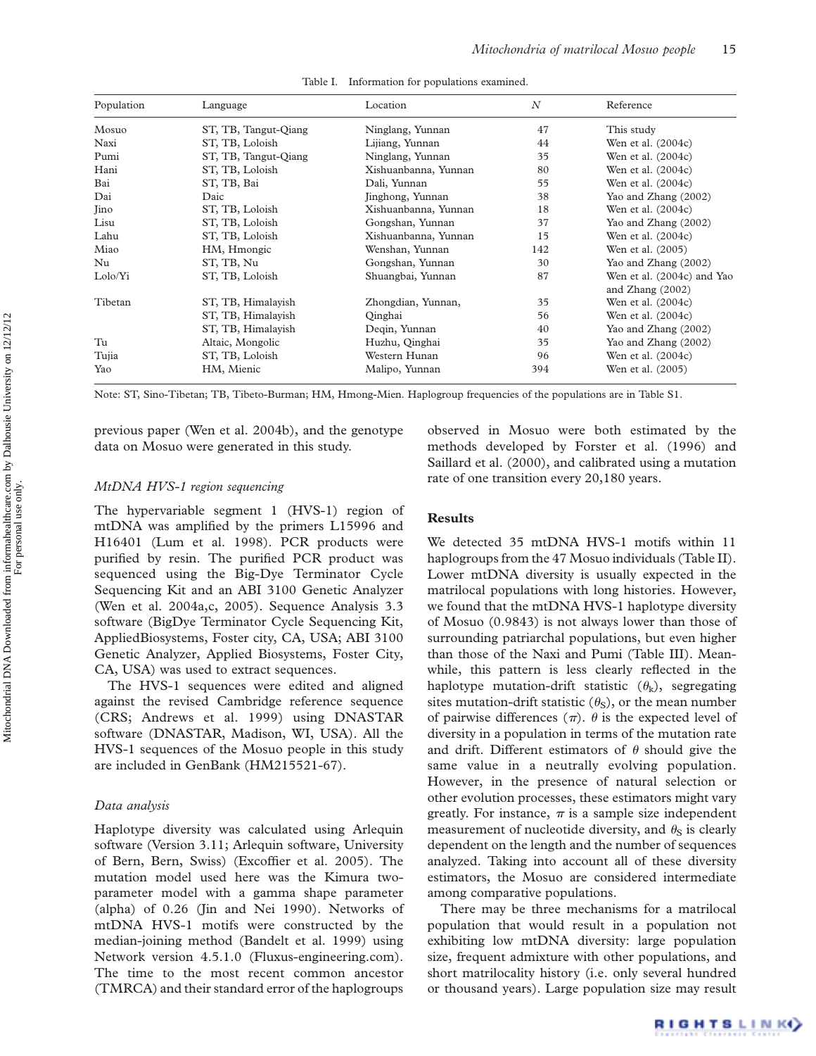Table I. Information for populations examined.

| Population | Language | Location | $N$ | Reference |
|---|---|---|---|---|
| Mosuo | ST, TB, Tangut-Qiang | Ninglang, Yunnan | 47 | This study |
| Naxi | ST, TB, Loloish | Lijiang, Yunnan | 44 | Wen et al. (2004c) |
| Pumi | ST, TB, Tangut-Qiang | Ninglang, Yunnan | 35 | Wen et al. (2004c) |
| Hani | ST, TB, Loloish | Xishuanbanna, Yunnan | 80 | Wen et al. (2004c) |
| Bai | ST, TB, Bai | Dali, Yunnan | 55 | Wen et al. (2004c) |
| Dai | Daic | Jinghong, Yunnan | 38 | Yao and Zhang (2002) |
| Jino | ST, TB, Loloish | Xishuanbanna, Yunnan | 18 | Wen et al. (2004c) |
| Lisu | ST, TB, Loloish | Gongshan, Yunnan | 37 | Yao and Zhang (2002) |
| Lahu | ST, TB, Loloish | Xishuanbanna, Yunnan | 15 | Wen et al. (2004c) |
| Miao | HM, Hmongic | Wenshan, Yunnan | 142 | Wen et al. (2005) |
| Nu | ST, TB, Nu | Gongshan, Yunnan | 30 | Yao and Zhang (2002) |
| Lolo/Yi | ST, TB, Loloish | Shuangbai, Yunnan | 87 | Wen et al. (2004c) and Yao and Zhang (2002) |
| Tibetan | ST, TB, Himalayish | Zhongdian, Yunnan, | 35 | Wen et al. (2004c) |
| | ST, TB, Himalayish | Qinghai | 56 | Wen et al. (2004c) |
| | ST, TB, Himalayish | Deqin, Yunnan | 40 | Yao and Zhang (2002) |
| Tu | Altaic, Mongolic | Huzhu, Qinghai | 35 | Yao and Zhang (2002) |
| Tujia | ST, TB, Loloish | Western Hunan | 96 | Wen et al. (2004c) |
| Yao | HM, Mienic | Malipo, Yunnan | 394 | Wen et al. (2005) |

Note: ST, Sino-Tibetan; TB, Tibeto-Burman; HM, Hmong-Mien. Haplogroup frequencies of the populations are in Table S1.

previous paper (Wen et al. 2004b), and the genotype data on Mosuo were generated in this study.

### *MtDNA HVS-1 region sequencing*

The hypervariable segment 1 (HVS-1) region of mtDNA was amplified by the primers L15996 and H16401 (Lum et al. 1998). PCR products were purified by resin. The purified PCR product was sequenced using the Big-Dye Terminator Cycle Sequencing Kit and an ABI 3100 Genetic Analyzer (Wen et al. 2004a,c, 2005). Sequence Analysis 3.3 software (BigDye Terminator Cycle Sequencing Kit, AppliedBiosystems, Foster city, CA, USA; ABI 3100 Genetic Analyzer, Applied Biosystems, Foster City, CA, USA) was used to extract sequences.

The HVS-1 sequences were edited and aligned against the revised Cambridge reference sequence (CRS; Andrews et al. 1999) using DNASTAR software (DNASTAR, Madison, WI, USA). All the HVS-1 sequences of the Mosuo people in this study are included in GenBank (HM215521-67).

### *Data analysis*

Haplotype diversity was calculated using Arlequin software (Version 3.11; Arlequin software, University of Bern, Bern, Swiss) (Excoffier et al. 2005). The mutation model used here was the Kimura two-parameter model with a gamma shape parameter (alpha) of 0.26 (Jin and Nei 1990). Networks of mtDNA HVS-1 motifs were constructed by the median-joining method (Bandelt et al. 1999) using Network version 4.5.1.0 (Fluxus-engineering.com). The time to the most recent common ancestor (TMRCA) and their standard error of the haplogroups observed in Mosuo were both estimated by the methods developed by Forster et al. (1996) and Saillard et al. (2000), and calibrated using a mutation rate of one transition every 20,180 years.

## Results

We detected 35 mtDNA HVS-1 motifs within 11 haplogroups from the 47 Mosuo individuals (Table II). Lower mtDNA diversity is usually expected in the matrilocal populations with long histories. However, we found that the mtDNA HVS-1 haplotype diversity of Mosuo (0.9843) is not always lower than those of surrounding patriarchal populations, but even higher than those of the Naxi and Pumi (Table III). Meanwhile, this pattern is less clearly reflected in the haplotype mutation-drift statistic ($\theta_k$), segregating sites mutation-drift statistic ($\theta_S$), or the mean number of pairwise differences ($\pi$). $\theta$ is the expected level of diversity in a population in terms of the mutation rate and drift. Different estimators of $\theta$ should give the same value in a neutrally evolving population. However, in the presence of natural selection or other evolution processes, these estimators might vary greatly. For instance, $\pi$ is a sample size independent measurement of nucleotide diversity, and $\theta_S$ is clearly dependent on the length and the number of sequences analyzed. Taking into account all of these diversity estimators, the Mosuo are considered intermediate among comparative populations.

There may be three mechanisms for a matrilocal population that would result in a population not exhibiting low mtDNA diversity: large population size, frequent admixture with other populations, and short matrilocality history (i.e. only several hundred or thousand years). Large population size may result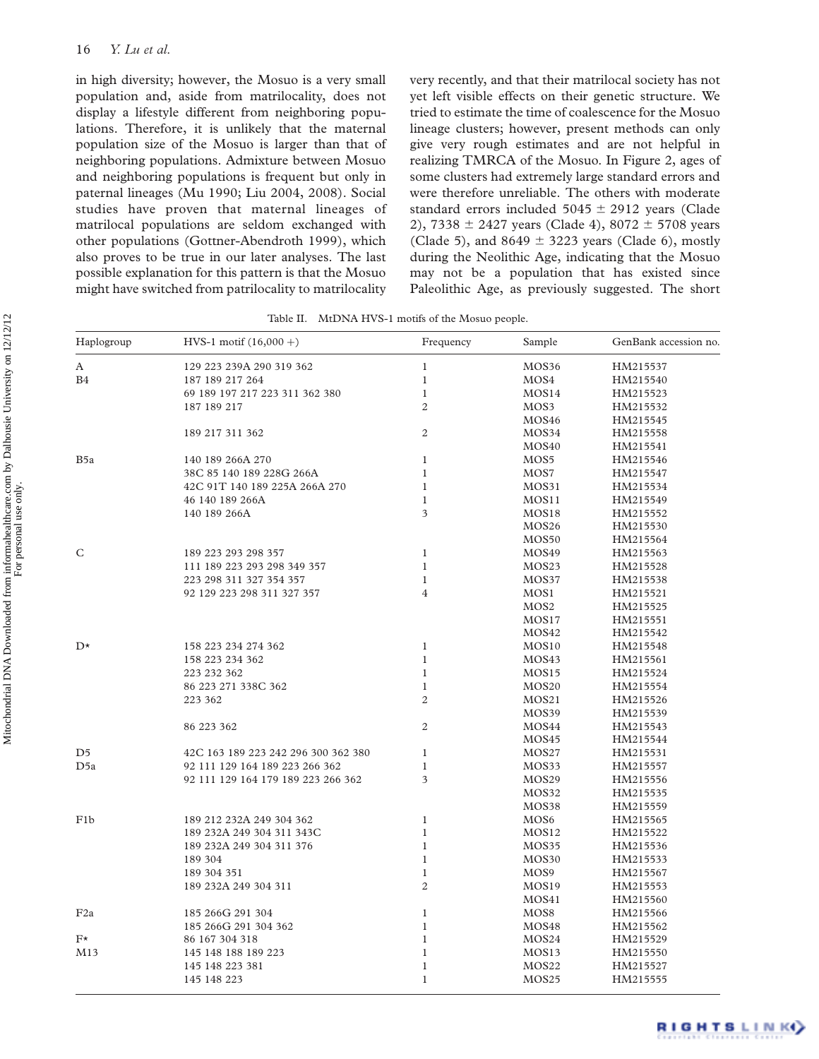in high diversity; however, the Mosuo is a very small population and, aside from matrilocality, does not display a lifestyle different from neighboring populations. Therefore, it is unlikely that the maternal population size of the Mosuo is larger than that of neighboring populations. Admixture between Mosuo and neighboring populations is frequent but only in paternal lineages (Mu 1990; Liu 2004, 2008). Social studies have proven that maternal lineages of matrilocal populations are seldom exchanged with other populations (Gottner-Abendroth 1999), which also proves to be true in our later analyses. The last possible explanation for this pattern is that the Mosuo might have switched from patrilocality to matrilocality very recently, and that their matrilocal society has not yet left visible effects on their genetic structure. We tried to estimate the time of coalescence for the Mosuo lineage clusters; however, present methods can only give very rough estimates and are not helpful in realizing TMRCA of the Mosuo. In Figure 2, ages of some clusters had extremely large standard errors and were therefore unreliable. The others with moderate standard errors included 5045 ± 2912 years (Clade 2), 7338 ± 2427 years (Clade 4), 8072 ± 5708 years (Clade 5), and 8649 ± 3223 years (Clade 6), mostly during the Neolithic Age, indicating that the Mosuo may not be a population that has existed since Paleolithic Age, as previously suggested. The short

Table II. MtDNA HVS-1 motifs of the Mosuo people.

| Haplogroup | HVS-1 motif (16,000 +) | Frequency | Sample | GenBank accession no. |
|---|---|---|---|---|
| A | 129 223 239A 290 319 362 | 1 | MOS36 | HM215537 |
| B4 | 187 189 217 264 | 1 | MOS4 | HM215540 |
| | 69 189 197 217 223 311 362 380 | 1 | MOS14 | HM215523 |
| | 187 189 217 | 2 | MOS3 | HM215532 |
| | | | MOS46 | HM215545 |
| | 189 217 311 362 | 2 | MOS34 | HM215558 |
| | | | MOS40 | HM215541 |
| B5a | 140 189 266A 270 | 1 | MOS5 | HM215546 |
| | 38C 85 140 189 228G 266A | 1 | MOS7 | HM215547 |
| | 42C 91T 140 189 225A 266A 270 | 1 | MOS31 | HM215534 |
| | 46 140 189 266A | 1 | MOS11 | HM215549 |
| | 140 189 266A | 3 | MOS18 | HM215552 |
| | | | MOS26 | HM215530 |
| | | | MOS50 | HM215564 |
| C | 189 223 293 298 357 | 1 | MOS49 | HM215563 |
| | 111 189 223 293 298 349 357 | 1 | MOS23 | HM215528 |
| | 223 298 311 327 354 357 | 1 | MOS37 | HM215538 |
| | 92 129 223 298 311 327 357 | 4 | MOS1 | HM215521 |
| | | | MOS2 | HM215525 |
| | | | MOS17 | HM215551 |
| | | | MOS42 | HM215542 |
| D* | 158 223 234 274 362 | 1 | MOS10 | HM215548 |
| | 158 223 234 362 | 1 | MOS43 | HM215561 |
| | 223 232 362 | 1 | MOS15 | HM215524 |
| | 86 223 271 338C 362 | 1 | MOS20 | HM215554 |
| | 223 362 | 2 | MOS21 | HM215526 |
| | | | MOS39 | HM215539 |
| | 86 223 362 | 2 | MOS44 | HM215543 |
| | | | MOS45 | HM215544 |
| D5 | 42C 163 189 223 242 296 300 362 380 | 1 | MOS27 | HM215531 |
| D5a | 92 111 129 164 189 223 266 362 | 1 | MOS33 | HM215557 |
| | 92 111 129 164 179 189 223 266 362 | 3 | MOS29 | HM215556 |
| | | | MOS32 | HM215535 |
| | | | MOS38 | HM215559 |
| F1b | 189 212 232A 249 304 362 | 1 | MOS6 | HM215565 |
| | 189 232A 249 304 311 343C | 1 | MOS12 | HM215522 |
| | 189 232A 249 304 311 376 | 1 | MOS35 | HM215536 |
| | 189 304 | 1 | MOS30 | HM215533 |
| | 189 304 351 | 1 | MOS9 | HM215567 |
| | 189 232A 249 304 311 | 2 | MOS19 | HM215553 |
| | | | MOS41 | HM215560 |
| F2a | 185 266G 291 304 | 1 | MOS8 | HM215566 |
| | 185 266G 291 304 362 | 1 | MOS48 | HM215562 |
| F* | 86 167 304 318 | 1 | MOS24 | HM215529 |
| M13 | 145 148 188 189 223 | 1 | MOS13 | HM215550 |
| | 145 148 223 381 | 1 | MOS22 | HM215527 |
| | 145 148 223 | 1 | MOS25 | HM215555 |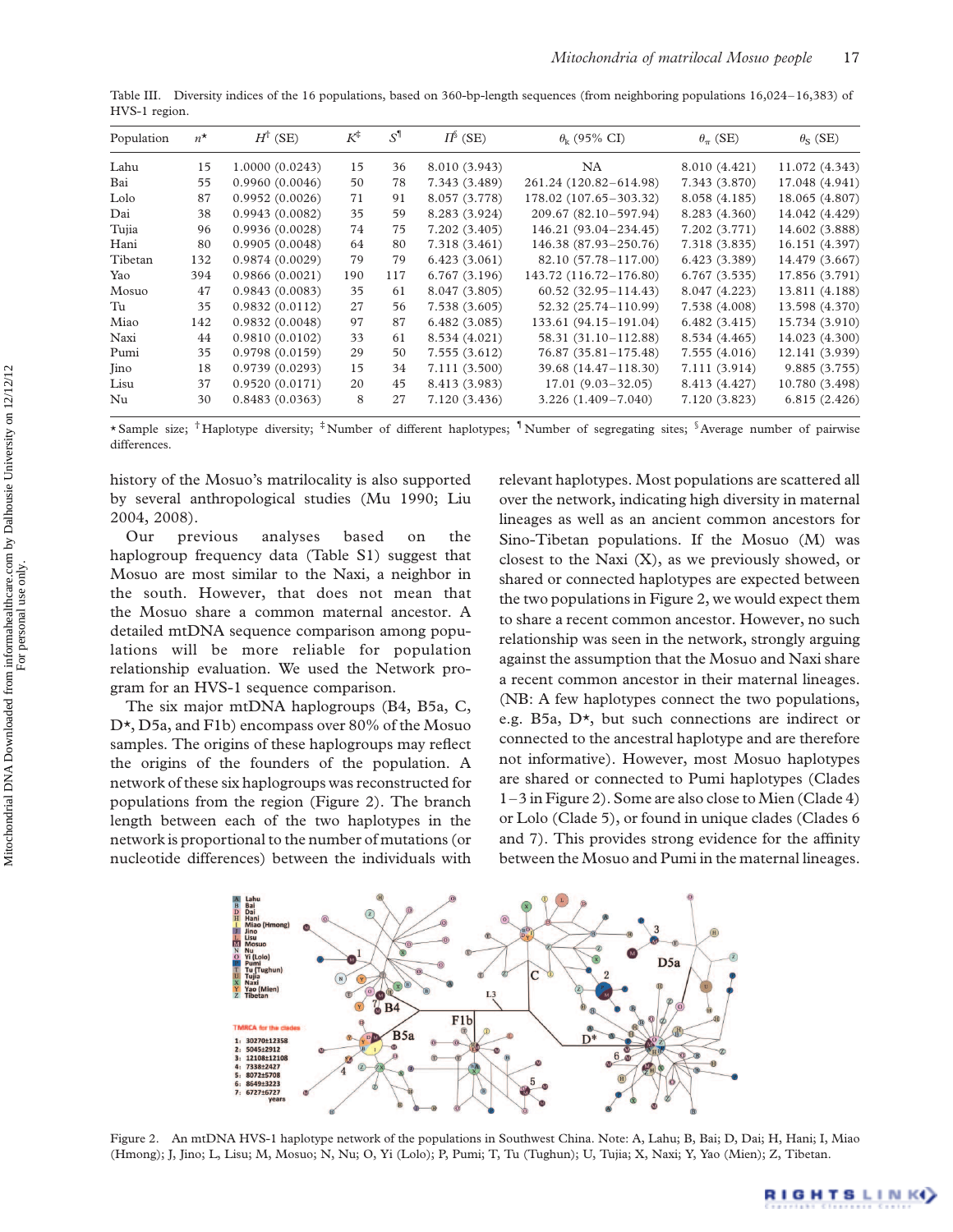Table III. Diversity indices of the 16 populations, based on 360-bp-length sequences (from neighboring populations 16,024–16,383) of HVS-1 region.

| Population | $n$* | $H$[†] (SE) | $K$[‡] | $S$[¶] | $\Pi$[§] (SE) | $\theta_k$ (95% CI) | $\theta_\pi$ (SE) | $\theta_S$ (SE) |
|---|---|---|---|---|---|---|---|---|
| Lahu | 15 | 1.0000 (0.0243) | 15 | 36 | 8.010 (3.943) | NA | 8.010 (4.421) | 11.072 (4.343) |
| Bai | 55 | 0.9960 (0.0046) | 50 | 78 | 7.343 (3.489) | 261.24 (120.82–614.98) | 7.343 (3.870) | 17.048 (4.941) |
| Lolo | 87 | 0.9952 (0.0026) | 71 | 91 | 8.057 (3.778) | 178.02 (107.65–303.32) | 8.058 (4.185) | 18.065 (4.807) |
| Dai | 38 | 0.9943 (0.0082) | 35 | 59 | 8.283 (3.924) | 209.67 (82.10–597.94) | 8.283 (4.360) | 14.042 (4.429) |
| Tujia | 96 | 0.9936 (0.0028) | 74 | 75 | 7.202 (3.405) | 146.21 (93.04–234.45) | 7.202 (3.771) | 14.602 (3.888) |
| Hani | 80 | 0.9905 (0.0048) | 64 | 80 | 7.318 (3.461) | 146.38 (87.93–250.76) | 7.318 (3.835) | 16.151 (4.397) |
| Tibetan | 132 | 0.9874 (0.0029) | 79 | 79 | 6.423 (3.061) | 82.10 (57.78–117.00) | 6.423 (3.389) | 14.479 (3.667) |
| Yao | 394 | 0.9866 (0.0021) | 190 | 117 | 6.767 (3.196) | 143.72 (116.72–176.80) | 6.767 (3.535) | 17.856 (3.791) |
| Mosuo | 47 | 0.9843 (0.0083) | 35 | 61 | 8.047 (3.805) | 60.52 (32.95–114.43) | 8.047 (4.223) | 13.811 (4.188) |
| Tu | 35 | 0.9832 (0.0112) | 27 | 56 | 7.538 (3.605) | 52.32 (25.74–110.99) | 7.538 (4.008) | 13.598 (4.370) |
| Miao | 142 | 0.9832 (0.0048) | 97 | 87 | 6.482 (3.085) | 133.61 (94.15–191.04) | 6.482 (3.415) | 15.734 (3.910) |
| Naxi | 44 | 0.9810 (0.0102) | 33 | 61 | 8.534 (4.021) | 58.31 (31.10–112.88) | 8.534 (4.465) | 14.023 (4.300) |
| Pumi | 35 | 0.9798 (0.0159) | 29 | 50 | 7.555 (3.612) | 76.87 (35.81–175.48) | 7.555 (4.016) | 12.141 (3.939) |
| Jino | 18 | 0.9739 (0.0293) | 15 | 34 | 7.111 (3.500) | 39.68 (14.47–118.30) | 7.111 (3.914) | 9.885 (3.755) |
| Lisu | 37 | 0.9520 (0.0171) | 20 | 45 | 8.413 (3.983) | 17.01 (9.03–32.05) | 8.413 (4.427) | 10.780 (3.498) |
| Nu | 30 | 0.8483 (0.0363) | 8 | 27 | 7.120 (3.436) | 3.226 (1.409–7.040) | 7.120 (3.823) | 6.815 (2.426) |

*Sample size; [†]Haplotype diversity; [‡]Number of different haplotypes; [¶]Number of segregating sites; [§]Average number of pairwise differences.

history of the Mosuo's matrilocality is also supported by several anthropological studies (Mu 1990; Liu 2004, 2008).

Our previous analyses based on the haplogroup frequency data (Table S1) suggest that Mosuo are most similar to the Naxi, a neighbor in the south. However, that does not mean that the Mosuo share a common maternal ancestor. A detailed mtDNA sequence comparison among populations will be more reliable for population relationship evaluation. We used the Network program for an HVS-1 sequence comparison.

The six major mtDNA haplogroups (B4, B5a, C, D*, D5a, and F1b) encompass over 80% of the Mosuo samples. The origins of these haplogroups may reflect the origins of the founders of the population. A network of these six haplogroups was reconstructed for populations from the region (Figure 2). The branch length between each of the two haplotypes in the network is proportional to the number of mutations (or nucleotide differences) between the individuals with relevant haplotypes. Most populations are scattered all over the network, indicating high diversity in maternal lineages as well as an ancient common ancestors for Sino-Tibetan populations. If the Mosuo (M) was closest to the Naxi (X), as we previously showed, or shared or connected haplotypes are expected between the two populations in Figure 2, we would expect them to share a recent common ancestor. However, no such relationship was seen in the network, strongly arguing against the assumption that the Mosuo and Naxi share a recent common ancestor in their maternal lineages. (NB: A few haplotypes connect the two populations, e.g. B5a, D*, but such connections are indirect or connected to the ancestral haplotype and are therefore not informative). However, most Mosuo haplotypes are shared or connected to Pumi haplotypes (Clades 1–3 in Figure 2). Some are also close to Mien (Clade 4) or Lolo (Clade 5), or found in unique clades (Clades 6 and 7). This provides strong evidence for the affinity between the Mosuo and Pumi in the maternal lineages.

A Lahu
B Bai
D Dai
H Hani
I Miao (Hmong)
J Jino
L Lisu
M Mosuo
N Nu
O Yi (Lolo)
P Pumi
T Tu (Tughun)
U Tujia
X Naxi
Y Yao (Mien)
Z Tibetan

TMRCA for the clades
1: 30270±12358
2: 5045±2912
3: 12108±12108
4: 7338±2427
5: 8072±5708
6: 8649±3223
7: 6727±6727
years

B4
B5a
F1b
L3
C
D*
D5a

Figure 2. An mtDNA HVS-1 haplotype network of the populations in Southwest China. Note: A, Lahu; B, Bai; D, Dai; H, Hani; I, Miao (Hmong); J, Jino; L, Lisu; M, Mosuo; N, Nu; O, Yi (Lolo); P, Pumi; T, Tu (Tughun); U, Tujia; X, Naxi; Y, Yao (Mien); Z, Tibetan.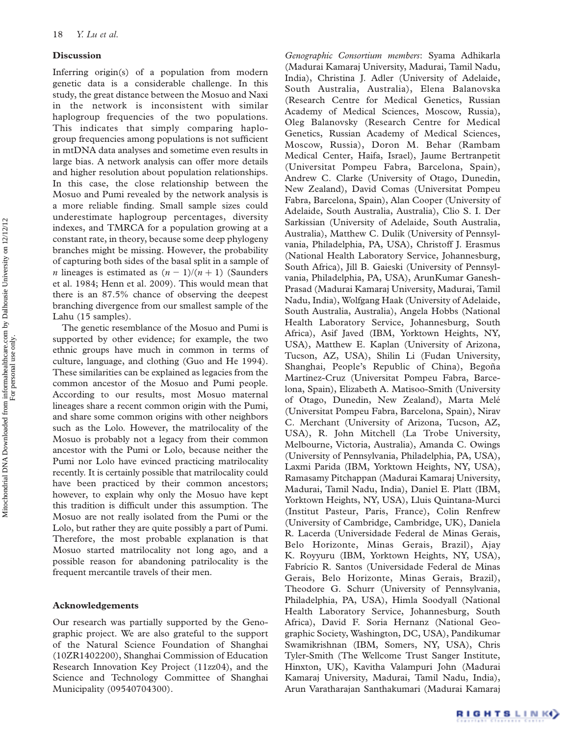## Discussion

Inferring origin(s) of a population from modern genetic data is a considerable challenge. In this study, the great distance between the Mosuo and Naxi in the network is inconsistent with similar haplogroup frequencies of the two populations. This indicates that simply comparing haplogroup frequencies among populations is not sufficient in mtDNA data analyses and sometime even results in large bias. A network analysis can offer more details and higher resolution about population relationships. In this case, the close relationship between the Mosuo and Pumi revealed by the network analysis is a more reliable finding. Small sample sizes could underestimate haplogroup percentages, diversity indexes, and TMRCA for a population growing at a constant rate, in theory, because some deep phylogeny branches might be missing. However, the probability of capturing both sides of the basal split in a sample of $n$ lineages is estimated as $(n-1)/(n+1)$ (Saunders et al. 1984; Henn et al. 2009). This would mean that there is an 87.5% chance of observing the deepest branching divergence from our smallest sample of the Lahu (15 samples).

The genetic resemblance of the Mosuo and Pumi is supported by other evidence; for example, the two ethnic groups have much in common in terms of culture, language, and clothing (Guo and He 1994). These similarities can be explained as legacies from the common ancestor of the Mosuo and Pumi people. According to our results, most Mosuo maternal lineages share a recent common origin with the Pumi, and share some common origins with other neighbors such as the Lolo. However, the matrilocality of the Mosuo is probably not a legacy from their common ancestor with the Pumi or Lolo, because neither the Pumi nor Lolo have evinced practicing matrilocality recently. It is certainly possible that matrilocality could have been practiced by their common ancestors; however, to explain why only the Mosuo have kept this tradition is difficult under this assumption. The Mosuo are not really isolated from the Pumi or the Lolo, but rather they are quite possibly a part of Pumi. Therefore, the most probable explanation is that Mosuo started matrilocality not long ago, and a possible reason for abandoning patrilocality is the frequent mercantile travels of their men.

## Acknowledgements

Our research was partially supported by the Genographic project. We are also grateful to the support of the Natural Science Foundation of Shanghai (10ZR1402200), Shanghai Commission of Education Research Innovation Key Project (11zz04), and the Science and Technology Committee of Shanghai Municipality (09540704300).

*Genographic Consortium members*: Syama Adhikarla (Madurai Kamaraj University, Madurai, Tamil Nadu, India), Christina J. Adler (University of Adelaide, South Australia, Australia), Elena Balanovska (Research Centre for Medical Genetics, Russian Academy of Medical Sciences, Moscow, Russia), Oleg Balanovsky (Research Centre for Medical Genetics, Russian Academy of Medical Sciences, Moscow, Russia), Doron M. Behar (Rambam Medical Center, Haifa, Israel), Jaume Bertranpetit (Universitat Pompeu Fabra, Barcelona, Spain), Andrew C. Clarke (University of Otago, Dunedin, New Zealand), David Comas (Universitat Pompeu Fabra, Barcelona, Spain), Alan Cooper (University of Adelaide, South Australia, Australia), Clio S. I. Der Sarkissian (University of Adelaide, South Australia, Australia), Matthew C. Dulik (University of Pennsylvania, Philadelphia, PA, USA), Christoff J. Erasmus (National Health Laboratory Service, Johannesburg, South Africa), Jill B. Gaieski (University of Pennsylvania, Philadelphia, PA, USA), ArunKumar Ganesh-Prasad (Madurai Kamaraj University, Madurai, Tamil Nadu, India), Wolfgang Haak (University of Adelaide, South Australia, Australia), Angela Hobbs (National Health Laboratory Service, Johannesburg, South Africa), Asif Javed (IBM, Yorktown Heights, NY, USA), Matthew E. Kaplan (University of Arizona, Tucson, AZ, USA), Shilin Li (Fudan University, Shanghai, People's Republic of China), Begoña Martínez-Cruz (Universitat Pompeu Fabra, Barcelona, Spain), Elizabeth A. Matisoo-Smith (University of Otago, Dunedin, New Zealand), Marta Melé (Universitat Pompeu Fabra, Barcelona, Spain), Nirav C. Merchant (University of Arizona, Tucson, AZ, USA), R. John Mitchell (La Trobe University, Melbourne, Victoria, Australia), Amanda C. Owings (University of Pennsylvania, Philadelphia, PA, USA), Laxmi Parida (IBM, Yorktown Heights, NY, USA), Ramasamy Pitchappan (Madurai Kamaraj University, Madurai, Tamil Nadu, India), Daniel E. Platt (IBM, Yorktown Heights, NY, USA), Lluis Quintana-Murci (Institut Pasteur, Paris, France), Colin Renfrew (University of Cambridge, Cambridge, UK), Daniela R. Lacerda (Universidade Federal de Minas Gerais, Belo Horizonte, Minas Gerais, Brazil), Ajay K. Royyuru (IBM, Yorktown Heights, NY, USA), Fabrício R. Santos (Universidade Federal de Minas Gerais, Belo Horizonte, Minas Gerais, Brazil), Theodore G. Schurr (University of Pennsylvania, Philadelphia, PA, USA), Himla Soodyall (National Health Laboratory Service, Johannesburg, South Africa), David F. Soria Hernanz (National Geographic Society, Washington, DC, USA), Pandikumar Swamikrishnan (IBM, Somers, NY, USA), Chris Tyler-Smith (The Wellcome Trust Sanger Institute, Hinxton, UK), Kavitha Valampuri John (Madurai Kamaraj University, Madurai, Tamil Nadu, India), Arun Varatharajan Santhakumari (Madurai Kamaraj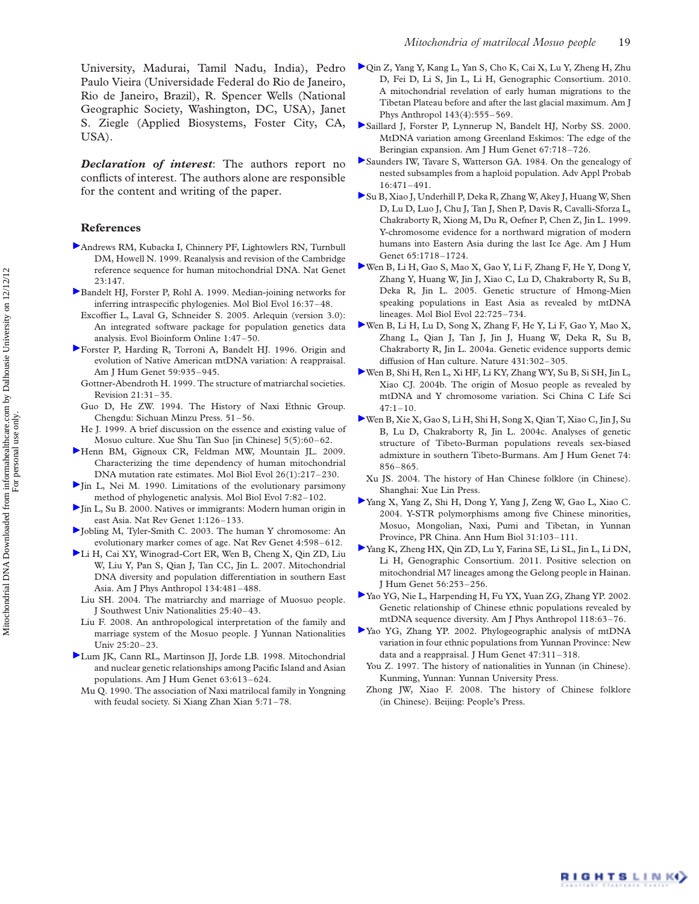University, Madurai, Tamil Nadu, India), Pedro Paulo Vieira (Universidade Federal do Rio de Janeiro, Rio de Janeiro, Brazil), R. Spencer Wells (National Geographic Society, Washington, DC, USA), Janet S. Ziegle (Applied Biosystems, Foster City, CA, USA).

***Declaration of interest***: The authors report no conflicts of interest. The authors alone are responsible for the content and writing of the paper.

## References

Andrews RM, Kubacka I, Chinnery PF, Lightowlers RN, Turnbull DM, Howell N. 1999. Reanalysis and revision of the Cambridge reference sequence for human mitochondrial DNA. Nat Genet 23:147.

Bandelt HJ, Forster P, Rohl A. 1999. Median-joining networks for inferring intraspecific phylogenies. Mol Biol Evol 16:37–48.

Excoffier L, Laval G, Schneider S. 2005. Arlequin (version 3.0): An integrated software package for population genetics data analysis. Evol Bioinform Online 1:47–50.

Forster P, Harding R, Torroni A, Bandelt HJ. 1996. Origin and evolution of Native American mtDNA variation: A reappraisal. Am J Hum Genet 59:935–945.

Gottner-Abendroth H. 1999. The structure of matriarchal societies. Revision 21:31–35.

Guo D, He ZW. 1994. The History of Naxi Ethnic Group. Chengdu: Sichuan Minzu Press. 51–56.

He J. 1999. A brief discussion on the essence and existing value of Mosuo culture. Xue Shu Tan Suo [in Chinese] 5(5):60–62.

Henn BM, Gignoux CR, Feldman MW, Mountain JL. 2009. Characterizing the time dependency of human mitochondrial DNA mutation rate estimates. Mol Biol Evol 26(1):217–230.

Jin L, Nei M. 1990. Limitations of the evolutionary parsimony method of phylogenetic analysis. Mol Biol Evol 7:82–102.

Jin L, Su B. 2000. Natives or immigrants: Modern human origin in east Asia. Nat Rev Genet 1:126–133.

Jobling M, Tyler-Smith C. 2003. The human Y chromosome: An evolutionary marker comes of age. Nat Rev Genet 4:598–612.

Li H, Cai XY, Winograd-Cort ER, Wen B, Cheng X, Qin ZD, Liu W, Liu Y, Pan S, Qian J, Tan CC, Jin L. 2007. Mitochondrial DNA diversity and population differentiation in southern East Asia. Am J Phys Anthropol 134:481–488.

Liu SH. 2004. The matriarchy and marriage of Muosuo people. J Southwest Univ Nationalities 25:40–43.

Liu F. 2008. An anthropological interpretation of the family and marriage system of the Mosuo people. J Yunnan Nationalities Univ 25:20–23.

Lum JK, Cann RL, Martinson JJ, Jorde LB. 1998. Mitochondrial and nuclear genetic relationships among Pacific Island and Asian populations. Am J Hum Genet 63:613–624.

Mu Q. 1990. The association of Naxi matrilocal family in Yongning with feudal society. Si Xiang Zhan Xian 5:71–78.

Qin Z, Yang Y, Kang L, Yan S, Cho K, Cai X, Lu Y, Zheng H, Zhu D, Fei D, Li S, Jin L, Li H, Genographic Consortium. 2010. A mitochondrial revelation of early human migrations to the Tibetan Plateau before and after the last glacial maximum. Am J Phys Anthropol 143(4):555–569.

Saillard J, Forster P, Lynnerup N, Bandelt HJ, Norby SS. 2000. MtDNA variation among Greenland Eskimos: The edge of the Beringian expansion. Am J Hum Genet 67:718–726.

Saunders IW, Tavare S, Watterson GA. 1984. On the genealogy of nested subsamples from a haploid population. Adv Appl Probab 16:471–491.

Su B, Xiao J, Underhill P, Deka R, Zhang W, Akey J, Huang W, Shen D, Lu D, Luo J, Chu J, Tan J, Shen P, Davis R, Cavalli-Sforza L, Chakraborty R, Xiong M, Du R, Oefner P, Chen Z, Jin L. 1999. Y-chromosome evidence for a northward migration of modern humans into Eastern Asia during the last Ice Age. Am J Hum Genet 65:1718–1724.

Wen B, Li H, Gao S, Mao X, Gao Y, Li F, Zhang F, He Y, Dong Y, Zhang Y, Huang W, Jin J, Xiao C, Lu D, Chakraborty R, Su B, Deka R, Jin L. 2005. Genetic structure of Hmong-Mien speaking populations in East Asia as revealed by mtDNA lineages. Mol Biol Evol 22:725–734.

Wen B, Li H, Lu D, Song X, Zhang F, He Y, Li F, Gao Y, Mao X, Zhang L, Qian J, Tan J, Jin J, Huang W, Deka R, Su B, Chakraborty R, Jin L. 2004a. Genetic evidence supports demic diffusion of Han culture. Nature 431:302–305.

Wen B, Shi H, Ren L, Xi HF, Li KY, Zhang WY, Su B, Si SH, Jin L, Xiao CJ. 2004b. The origin of Mosuo people as revealed by mtDNA and Y chromosome variation. Sci China C Life Sci 47:1–10.

Wen B, Xie X, Gao S, Li H, Shi H, Song X, Qian T, Xiao C, Jin J, Su B, Lu D, Chakraborty R, Jin L. 2004c. Analyses of genetic structure of Tibeto-Burman populations reveals sex-biased admixture in southern Tibeto-Burmans. Am J Hum Genet 74: 856–865.

Xu JS. 2004. The history of Han Chinese folklore (in Chinese). Shanghai: Xue Lin Press.

Yang X, Yang Z, Shi H, Dong Y, Yang J, Zeng W, Gao L, Xiao C. 2004. Y-STR polymorphisms among five Chinese minorities, Mosuo, Mongolian, Naxi, Pumi and Tibetan, in Yunnan Province, PR China. Ann Hum Biol 31:103–111.

Yang K, Zheng HX, Qin ZD, Lu Y, Farina SE, Li SL, Jin L, Li DN, Li H, Genographic Consortium. 2011. Positive selection on mitochondrial M7 lineages among the Gelong people in Hainan. J Hum Genet 56:253–256.

Yao YG, Nie L, Harpending H, Fu YX, Yuan ZG, Zhang YP. 2002. Genetic relationship of Chinese ethnic populations revealed by mtDNA sequence diversity. Am J Phys Anthropol 118:63–76.

Yao YG, Zhang YP. 2002. Phylogeographic analysis of mtDNA variation in four ethnic populations from Yunnan Province: New data and a reappraisal. J Hum Genet 47:311–318.

You Z. 1997. The history of nationalities in Yunnan (in Chinese). Kunming, Yunnan: Yunnan University Press.

Zhong JW, Xiao F. 2008. The history of Chinese folklore (in Chinese). Beijing: People's Press.